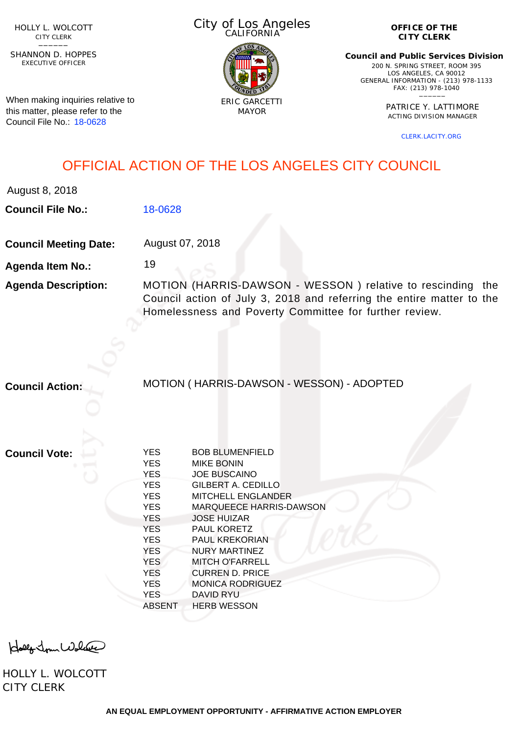HOLLY L. WOLCOTT
CITY CLERK
\_\_\_\_\_\_
SHANNON D. HOPPES
EXECUTIVE OFFICER

When making inquiries relative to this matter, please refer to the Council File No.: 18-0628

City of Los Angeles
CALIFORNIA

ERIC GARCETTI
MAYOR

**OFFICE OF THE CITY CLERK**

**Council and Public Services Division**
200 N. SPRING STREET, ROOM 395
LOS ANGELES, CA 90012
GENERAL INFORMATION - (213) 978-1133
FAX: (213) 978-1040
\_\_\_\_\_\_
PATRICE Y. LATTIMORE
ACTING DIVISION MANAGER

CLERK.LACITY.ORG

# OFFICIAL ACTION OF THE LOS ANGELES CITY COUNCIL

August 8, 2018

**Council File No.:** 18-0628

**Council Meeting Date:** August 07, 2018

**Agenda Item No.:** 19

**Agenda Description:** MOTION (HARRIS-DAWSON - WESSON ) relative to rescinding the Council action of July 3, 2018 and referring the entire matter to the Homelessness and Poverty Committee for further review.

**Council Action:** MOTION ( HARRIS-DAWSON - WESSON) - ADOPTED

**Council Vote:**

| | |
|---|---|
| YES | BOB BLUMENFIELD |
| YES | MIKE BONIN |
| YES | JOE BUSCAINO |
| YES | GILBERT A. CEDILLO |
| YES | MITCHELL ENGLANDER |
| YES | MARQUEECE HARRIS-DAWSON |
| YES | JOSE HUIZAR |
| YES | PAUL KORETZ |
| YES | PAUL KREKORIAN |
| YES | NURY MARTINEZ |
| YES | MITCH O'FARRELL |
| YES | CURREN D. PRICE |
| YES | MONICA RODRIGUEZ |
| YES | DAVID RYU |
| ABSENT | HERB WESSON |

HOLLY L. WOLCOTT
CITY CLERK

AN EQUAL EMPLOYMENT OPPORTUNITY - AFFIRMATIVE ACTION EMPLOYER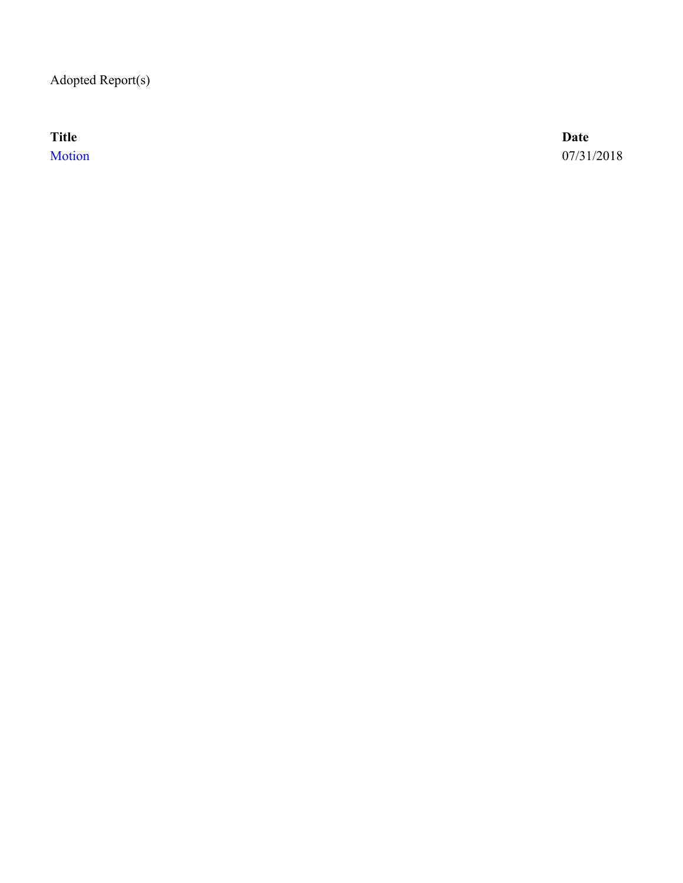Adopted Report(s)

| Title | Date |
| --- | --- |
| Motion | 07/31/2018 |